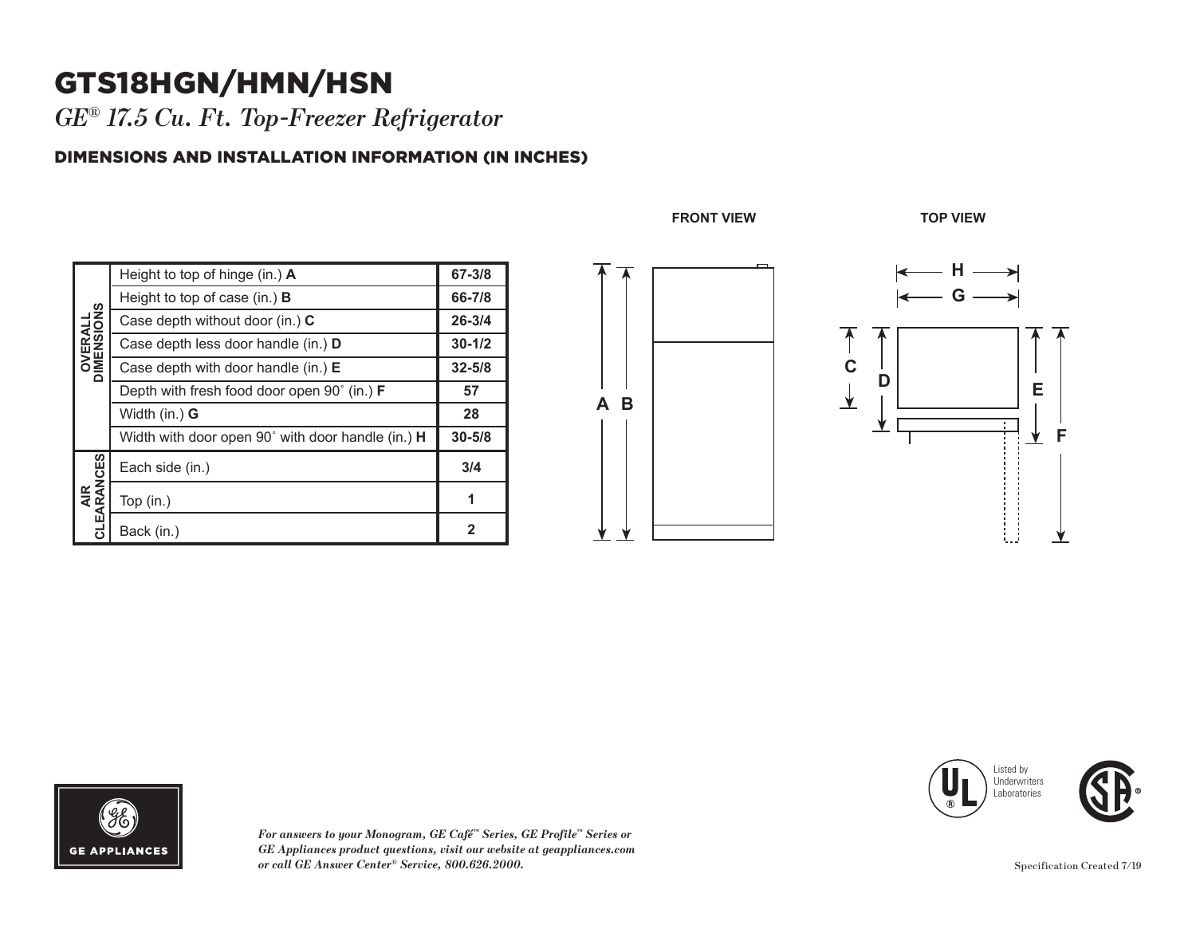# GTS18HGN/HMN/HSN

*GE® 17.5 Cu. Ft. Top-Freezer Refrigerator*

## DIMENSIONS AND INSTALLATION INFORMATION (IN INCHES)

FRONT VIEW

TOP VIEW

| | | |
|---|---|---|
| OVERALL DIMENSIONS | Height to top of hinge (in.) **A** | 67-3/8 |
| | Height to top of case (in.) **B** | 66-7/8 |
| | Case depth without door (in.) **C** | 26-3/4 |
| | Case depth less door handle (in.) **D** | 30-1/2 |
| | Case depth with door handle (in.) **E** | 32-5/8 |
| | Depth with fresh food door open 90˚ (in.) **F** | 57 |
| | Width (in.) **G** | 28 |
| | Width with door open 90˚ with door handle (in.) **H** | 30-5/8 |
| AIR CLEARANCES | Each side (in.) | 3/4 |
| | Top (in.) | 1 |
| | Back (in.) | 2 |

Listed by Underwriters Laboratories

GE APPLIANCES

*For answers to your Monogram, GE Café™ Series, GE Profile™ Series or GE Appliances product questions, visit our website at geappliances.com or call GE Answer Center® Service, 800.626.2000.*

Specification Created 7/19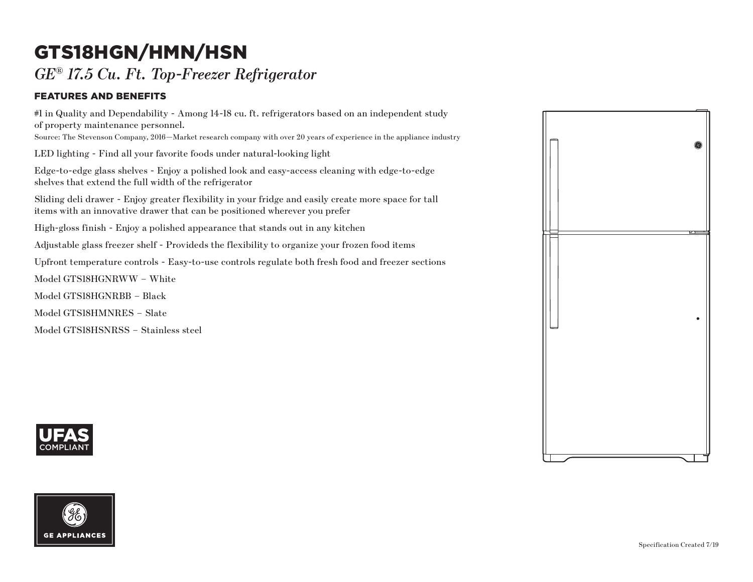# GTS18HGN/HMN/HSN

*GE® 17.5 Cu. Ft. Top-Freezer Refrigerator*

## FEATURES AND BENEFITS

#1 in Quality and Dependability - Among 14-18 cu. ft. refrigerators based on an independent study of property maintenance personnel.

Source: The Stevenson Company, 2016—Market research company with over 20 years of experience in the appliance industry

LED lighting - Find all your favorite foods under natural-looking light

Edge-to-edge glass shelves - Enjoy a polished look and easy-access cleaning with edge-to-edge shelves that extend the full width of the refrigerator

Sliding deli drawer - Enjoy greater flexibility in your fridge and easily create more space for tall items with an innovative drawer that can be positioned wherever you prefer

High-gloss finish - Enjoy a polished appearance that stands out in any kitchen

Adjustable glass freezer shelf - Provideds the flexibility to organize your frozen food items

Upfront temperature controls - Easy-to-use controls regulate both fresh food and freezer sections

Model GTS18HGNRWW – White

Model GTS18HGNRBB – Black

Model GTS18HMNRES – Slate

Model GTS18HSNRSS – Stainless steel

UFAS COMPLIANT

GE APPLIANCES

Specification Created 7/19